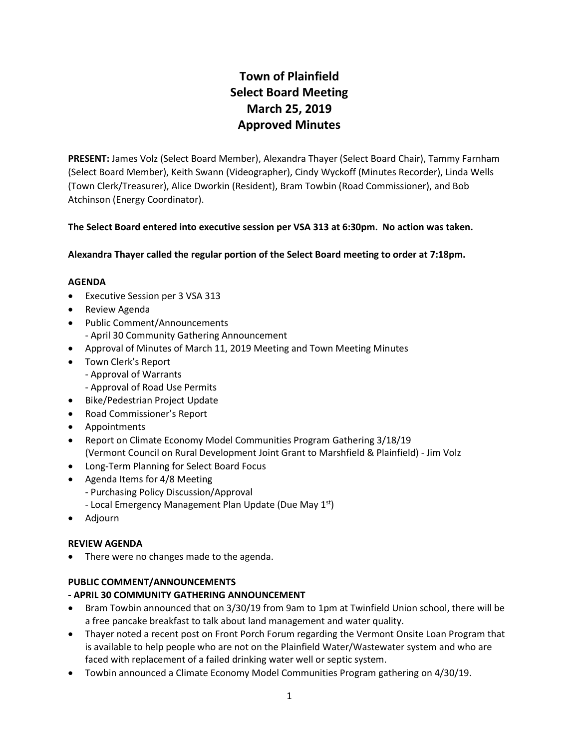# Town of Plainfield
# Select Board Meeting
# March 25, 2019
# Approved Minutes

**PRESENT:** James Volz (Select Board Member), Alexandra Thayer (Select Board Chair), Tammy Farnham (Select Board Member), Keith Swann (Videographer), Cindy Wyckoff (Minutes Recorder), Linda Wells (Town Clerk/Treasurer), Alice Dworkin (Resident), Bram Towbin (Road Commissioner), and Bob Atchinson (Energy Coordinator).

**The Select Board entered into executive session per VSA 313 at 6:30pm. No action was taken.**

**Alexandra Thayer called the regular portion of the Select Board meeting to order at 7:18pm.**

**AGENDA**

- Executive Session per 3 VSA 313
- Review Agenda
- Public Comment/Announcements
  - April 30 Community Gathering Announcement
- Approval of Minutes of March 11, 2019 Meeting and Town Meeting Minutes
- Town Clerk's Report
  - Approval of Warrants
  - Approval of Road Use Permits
- Bike/Pedestrian Project Update
- Road Commissioner's Report
- Appointments
- Report on Climate Economy Model Communities Program Gathering 3/18/19 (Vermont Council on Rural Development Joint Grant to Marshfield & Plainfield) - Jim Volz
- Long-Term Planning for Select Board Focus
- Agenda Items for 4/8 Meeting
  - Purchasing Policy Discussion/Approval
  - Local Emergency Management Plan Update (Due May 1st)
- Adjourn

**REVIEW AGENDA**

- There were no changes made to the agenda.

**PUBLIC COMMENT/ANNOUNCEMENTS**

**- APRIL 30 COMMUNITY GATHERING ANNOUNCEMENT**

- Bram Towbin announced that on 3/30/19 from 9am to 1pm at Twinfield Union school, there will be a free pancake breakfast to talk about land management and water quality.
- Thayer noted a recent post on Front Porch Forum regarding the Vermont Onsite Loan Program that is available to help people who are not on the Plainfield Water/Wastewater system and who are faced with replacement of a failed drinking water well or septic system.
- Towbin announced a Climate Economy Model Communities Program gathering on 4/30/19.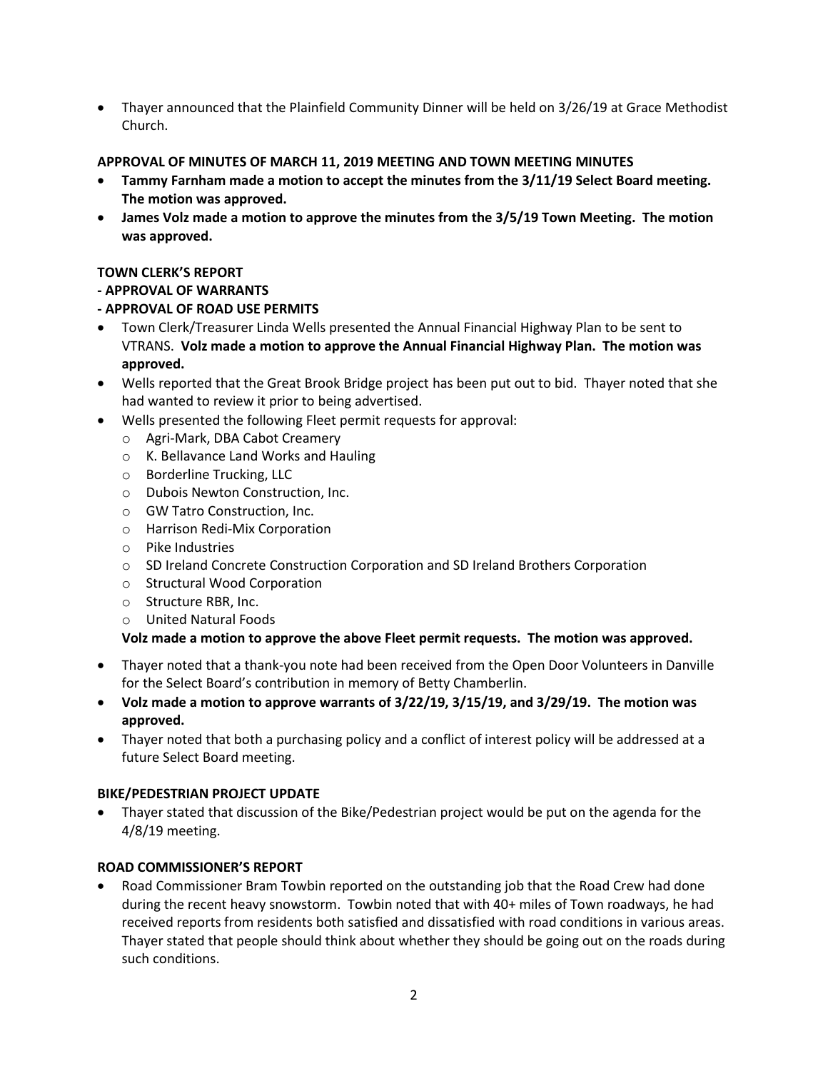- Thayer announced that the Plainfield Community Dinner will be held on 3/26/19 at Grace Methodist Church.

**APPROVAL OF MINUTES OF MARCH 11, 2019 MEETING AND TOWN MEETING MINUTES**

- **Tammy Farnham made a motion to accept the minutes from the 3/11/19 Select Board meeting. The motion was approved.**
- **James Volz made a motion to approve the minutes from the 3/5/19 Town Meeting. The motion was approved.**

**TOWN CLERK'S REPORT**

**- APPROVAL OF WARRANTS**

**- APPROVAL OF ROAD USE PERMITS**

- Town Clerk/Treasurer Linda Wells presented the Annual Financial Highway Plan to be sent to VTRANS. **Volz made a motion to approve the Annual Financial Highway Plan. The motion was approved.**
- Wells reported that the Great Brook Bridge project has been put out to bid. Thayer noted that she had wanted to review it prior to being advertised.
- Wells presented the following Fleet permit requests for approval:
  - Agri-Mark, DBA Cabot Creamery
  - K. Bellavance Land Works and Hauling
  - Borderline Trucking, LLC
  - Dubois Newton Construction, Inc.
  - GW Tatro Construction, Inc.
  - Harrison Redi-Mix Corporation
  - Pike Industries
  - SD Ireland Concrete Construction Corporation and SD Ireland Brothers Corporation
  - Structural Wood Corporation
  - Structure RBR, Inc.
  - United Natural Foods

  **Volz made a motion to approve the above Fleet permit requests. The motion was approved.**

- Thayer noted that a thank-you note had been received from the Open Door Volunteers in Danville for the Select Board's contribution in memory of Betty Chamberlin.
- **Volz made a motion to approve warrants of 3/22/19, 3/15/19, and 3/29/19. The motion was approved.**
- Thayer noted that both a purchasing policy and a conflict of interest policy will be addressed at a future Select Board meeting.

**BIKE/PEDESTRIAN PROJECT UPDATE**

- Thayer stated that discussion of the Bike/Pedestrian project would be put on the agenda for the 4/8/19 meeting.

**ROAD COMMISSIONER'S REPORT**

- Road Commissioner Bram Towbin reported on the outstanding job that the Road Crew had done during the recent heavy snowstorm. Towbin noted that with 40+ miles of Town roadways, he had received reports from residents both satisfied and dissatisfied with road conditions in various areas. Thayer stated that people should think about whether they should be going out on the roads during such conditions.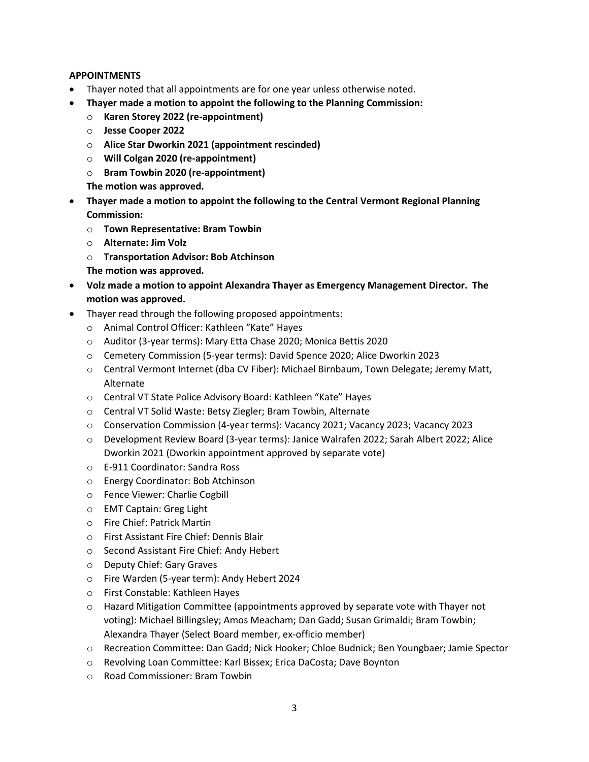**APPOINTMENTS**

- Thayer noted that all appointments are for one year unless otherwise noted.
- **Thayer made a motion to appoint the following to the Planning Commission:**
  - **Karen Storey 2022 (re-appointment)**
  - **Jesse Cooper 2022**
  - **Alice Star Dworkin 2021 (appointment rescinded)**
  - **Will Colgan 2020 (re-appointment)**
  - **Bram Towbin 2020 (re-appointment)**

  **The motion was approved.**
- **Thayer made a motion to appoint the following to the Central Vermont Regional Planning Commission:**
  - **Town Representative: Bram Towbin**
  - **Alternate: Jim Volz**
  - **Transportation Advisor: Bob Atchinson**

  **The motion was approved.**
- **Volz made a motion to appoint Alexandra Thayer as Emergency Management Director. The motion was approved.**
- Thayer read through the following proposed appointments:
  - Animal Control Officer: Kathleen "Kate" Hayes
  - Auditor (3-year terms): Mary Etta Chase 2020; Monica Bettis 2020
  - Cemetery Commission (5-year terms): David Spence 2020; Alice Dworkin 2023
  - Central Vermont Internet (dba CV Fiber): Michael Birnbaum, Town Delegate; Jeremy Matt, Alternate
  - Central VT State Police Advisory Board: Kathleen "Kate" Hayes
  - Central VT Solid Waste: Betsy Ziegler; Bram Towbin, Alternate
  - Conservation Commission (4-year terms): Vacancy 2021; Vacancy 2023; Vacancy 2023
  - Development Review Board (3-year terms): Janice Walrafen 2022; Sarah Albert 2022; Alice Dworkin 2021 (Dworkin appointment approved by separate vote)
  - E-911 Coordinator: Sandra Ross
  - Energy Coordinator: Bob Atchinson
  - Fence Viewer: Charlie Cogbill
  - EMT Captain: Greg Light
  - Fire Chief: Patrick Martin
  - First Assistant Fire Chief: Dennis Blair
  - Second Assistant Fire Chief: Andy Hebert
  - Deputy Chief: Gary Graves
  - Fire Warden (5-year term): Andy Hebert 2024
  - First Constable: Kathleen Hayes
  - Hazard Mitigation Committee (appointments approved by separate vote with Thayer not voting): Michael Billingsley; Amos Meacham; Dan Gadd; Susan Grimaldi; Bram Towbin; Alexandra Thayer (Select Board member, ex-officio member)
  - Recreation Committee: Dan Gadd; Nick Hooker; Chloe Budnick; Ben Youngbaer; Jamie Spector
  - Revolving Loan Committee: Karl Bissex; Erica DaCosta; Dave Boynton
  - Road Commissioner: Bram Towbin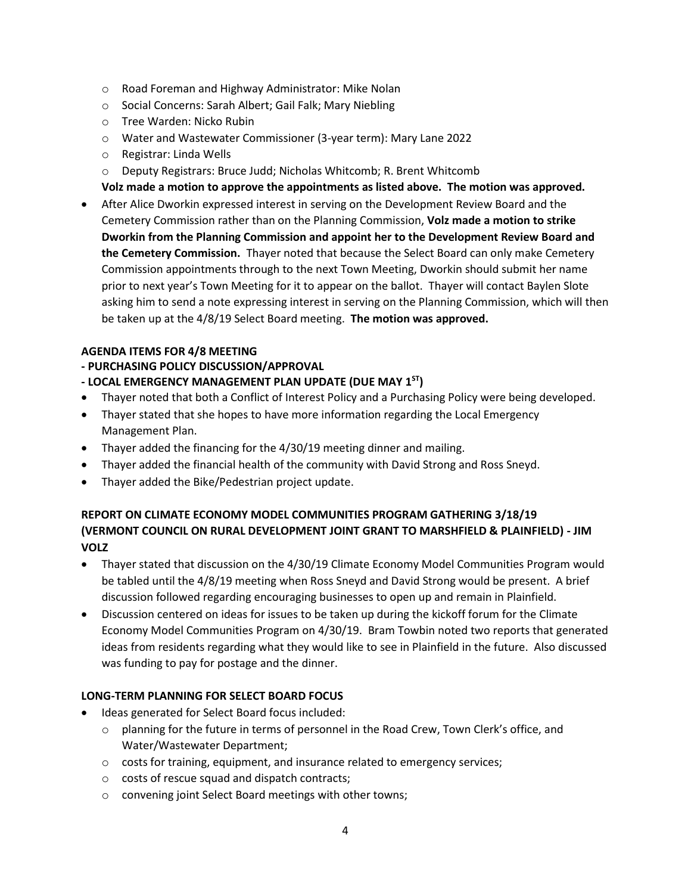- Road Foreman and Highway Administrator: Mike Nolan
    - Social Concerns: Sarah Albert; Gail Falk; Mary Niebling
    - Tree Warden: Nicko Rubin
    - Water and Wastewater Commissioner (3-year term): Mary Lane 2022
    - Registrar: Linda Wells
    - Deputy Registrars: Bruce Judd; Nicholas Whitcomb; R. Brent Whitcomb

  **Volz made a motion to approve the appointments as listed above. The motion was approved.**

- After Alice Dworkin expressed interest in serving on the Development Review Board and the Cemetery Commission rather than on the Planning Commission, **Volz made a motion to strike Dworkin from the Planning Commission and appoint her to the Development Review Board and the Cemetery Commission.** Thayer noted that because the Select Board can only make Cemetery Commission appointments through to the next Town Meeting, Dworkin should submit her name prior to next year's Town Meeting for it to appear on the ballot. Thayer will contact Baylen Slote asking him to send a note expressing interest in serving on the Planning Commission, which will then be taken up at the 4/8/19 Select Board meeting. **The motion was approved.**

**AGENDA ITEMS FOR 4/8 MEETING**
**- PURCHASING POLICY DISCUSSION/APPROVAL**
**- LOCAL EMERGENCY MANAGEMENT PLAN UPDATE (DUE MAY 1ST)**

- Thayer noted that both a Conflict of Interest Policy and a Purchasing Policy were being developed.
- Thayer stated that she hopes to have more information regarding the Local Emergency Management Plan.
- Thayer added the financing for the 4/30/19 meeting dinner and mailing.
- Thayer added the financial health of the community with David Strong and Ross Sneyd.
- Thayer added the Bike/Pedestrian project update.

**REPORT ON CLIMATE ECONOMY MODEL COMMUNITIES PROGRAM GATHERING 3/18/19 (VERMONT COUNCIL ON RURAL DEVELOPMENT JOINT GRANT TO MARSHFIELD & PLAINFIELD) - JIM VOLZ**

- Thayer stated that discussion on the 4/30/19 Climate Economy Model Communities Program would be tabled until the 4/8/19 meeting when Ross Sneyd and David Strong would be present. A brief discussion followed regarding encouraging businesses to open up and remain in Plainfield.
- Discussion centered on ideas for issues to be taken up during the kickoff forum for the Climate Economy Model Communities Program on 4/30/19. Bram Towbin noted two reports that generated ideas from residents regarding what they would like to see in Plainfield in the future. Also discussed was funding to pay for postage and the dinner.

**LONG-TERM PLANNING FOR SELECT BOARD FOCUS**

- Ideas generated for Select Board focus included:
    - planning for the future in terms of personnel in the Road Crew, Town Clerk's office, and Water/Wastewater Department;
    - costs for training, equipment, and insurance related to emergency services;
    - costs of rescue squad and dispatch contracts;
    - convening joint Select Board meetings with other towns;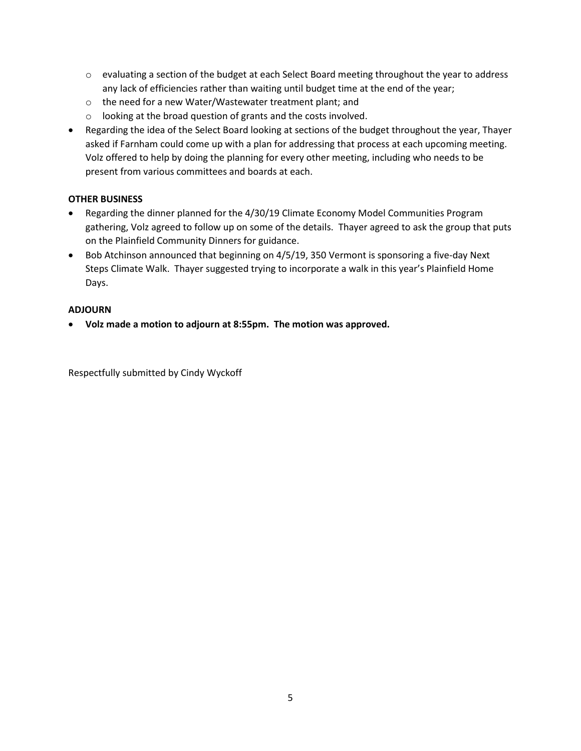- evaluating a section of the budget at each Select Board meeting throughout the year to address any lack of efficiencies rather than waiting until budget time at the end of the year;
  - the need for a new Water/Wastewater treatment plant; and
  - looking at the broad question of grants and the costs involved.
- Regarding the idea of the Select Board looking at sections of the budget throughout the year, Thayer asked if Farnham could come up with a plan for addressing that process at each upcoming meeting. Volz offered to help by doing the planning for every other meeting, including who needs to be present from various committees and boards at each.

**OTHER BUSINESS**

- Regarding the dinner planned for the 4/30/19 Climate Economy Model Communities Program gathering, Volz agreed to follow up on some of the details. Thayer agreed to ask the group that puts on the Plainfield Community Dinners for guidance.
- Bob Atchinson announced that beginning on 4/5/19, 350 Vermont is sponsoring a five-day Next Steps Climate Walk. Thayer suggested trying to incorporate a walk in this year's Plainfield Home Days.

**ADJOURN**

- **Volz made a motion to adjourn at 8:55pm. The motion was approved.**

Respectfully submitted by Cindy Wyckoff